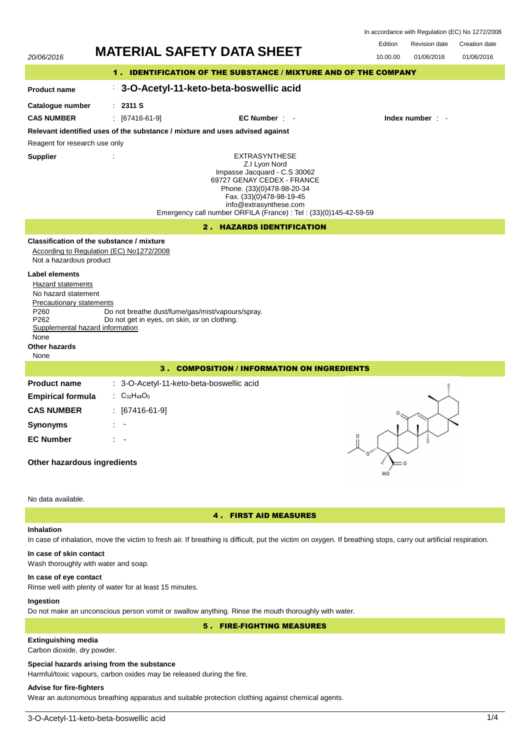In accordance with Regulation (EC) No 1272/2008

| Edition | Revision date | Creation date |
|---|---|---|
| 10.00.00 | 01/06/2016 | 01/06/2016 |

20/06/2016

# MATERIAL SAFETY DATA SHEET

## 1 . IDENTIFICATION OF THE SUBSTANCE / MIXTURE AND OF THE COMPANY

**Product name** : **3-O-Acetyl-11-keto-beta-boswellic acid**

**Catalogue number** : **2311 S**

**CAS NUMBER** : [67416-61-9] **EC Number** : - **Index number** : -

**Relevant identified uses of the substance / mixture and uses advised against**

Reagent for research use only

**Supplier** :

EXTRASYNTHESE
Z.I Lyon Nord
Impasse Jacquard - C.S 30062
69727 GENAY CEDEX - FRANCE
Phone. (33)(0)478-98-20-34
Fax. (33)(0)478-98-19-45
info@extrasynthese.com
Emergency call number ORFILA (France) : Tel : (33)(0)145-42-59-59

## 2 . HAZARDS IDENTIFICATION

**Classification of the substance / mixture**

According to Regulation (EC) No1272/2008

Not a hazardous product

**Label elements**

Hazard statements

No hazard statement

Precautionary statements

P260 Do not breathe dust/fume/gas/mist/vapours/spray.
P262 Do not get in eyes, on skin, or on clothing.

Supplemental hazard information

None

**Other hazards**

None

## 3 . COMPOSITION / INFORMATION ON INGREDIENTS

**Product name** : 3-O-Acetyl-11-keto-beta-boswellic acid

**Empirical formula** : $C_{32}H_{48}O_5$

**CAS NUMBER** : [67416-61-9]

**Synonyms** : -

**EC Number** : -

**Other hazardous ingredients**

No data available.

## 4 . FIRST AID MEASURES

**Inhalation**

In case of inhalation, move the victim to fresh air. If breathing is difficult, put the victim on oxygen. If breathing stops, carry out artificial respiration.

**In case of skin contact**

Wash thoroughly with water and soap.

**In case of eye contact**

Rinse well with plenty of water for at least 15 minutes.

**Ingestion**

Do not make an unconscious person vomit or swallow anything. Rinse the mouth thoroughly with water.

## 5 . FIRE-FIGHTING MEASURES

**Extinguishing media**

Carbon dioxide, dry powder.

**Special hazards arising from the substance**

Harmful/toxic vapours, carbon oxides may be released during the fire.

**Advise for fire-fighters**

Wear an autonomous breathing apparatus and suitable protection clothing against chemical agents.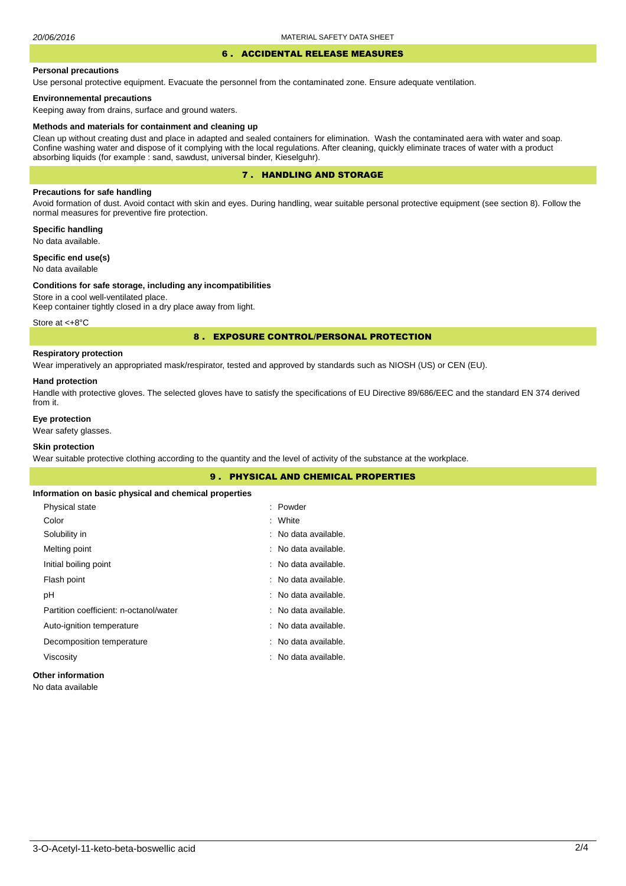## 6 . ACCIDENTAL RELEASE MEASURES

### Personal precautions

Use personal protective equipment. Evacuate the personnel from the contaminated zone. Ensure adequate ventilation.

### Environnemental precautions

Keeping away from drains, surface and ground waters.

### Methods and materials for containment and cleaning up

Clean up without creating dust and place in adapted and sealed containers for elimination. Wash the contaminated aera with water and soap. Confine washing water and dispose of it complying with the local regulations. After cleaning, quickly eliminate traces of water with a product absorbing liquids (for example : sand, sawdust, universal binder, Kieselguhr).

## 7 . HANDLING AND STORAGE

### Precautions for safe handling

Avoid formation of dust. Avoid contact with skin and eyes. During handling, wear suitable personal protective equipment (see section 8). Follow the normal measures for preventive fire protection.

### Specific handling

No data available.

### Specific end use(s)

No data available

### Conditions for safe storage, including any incompatibilities

Store in a cool well-ventilated place.
Keep container tightly closed in a dry place away from light.

Store at <+8°C

## 8 . EXPOSURE CONTROL/PERSONAL PROTECTION

### Respiratory protection

Wear imperatively an appropriated mask/respirator, tested and approved by standards such as NIOSH (US) or CEN (EU).

### Hand protection

Handle with protective gloves. The selected gloves have to satisfy the specifications of EU Directive 89/686/EEC and the standard EN 374 derived from it.

### Eye protection

Wear safety glasses.

### Skin protection

Wear suitable protective clothing according to the quantity and the level of activity of the substance at the workplace.

## 9 . PHYSICAL AND CHEMICAL PROPERTIES

### Information on basic physical and chemical properties

| Property | Value |
|---|---|
| Physical state | : Powder |
| Color | : White |
| Solubility in | : No data available. |
| Melting point | : No data available. |
| Initial boiling point | : No data available. |
| Flash point | : No data available. |
| pH | : No data available. |
| Partition coefficient: n-octanol/water | : No data available. |
| Auto-ignition temperature | : No data available. |
| Decomposition temperature | : No data available. |
| Viscosity | : No data available. |

### Other information

No data available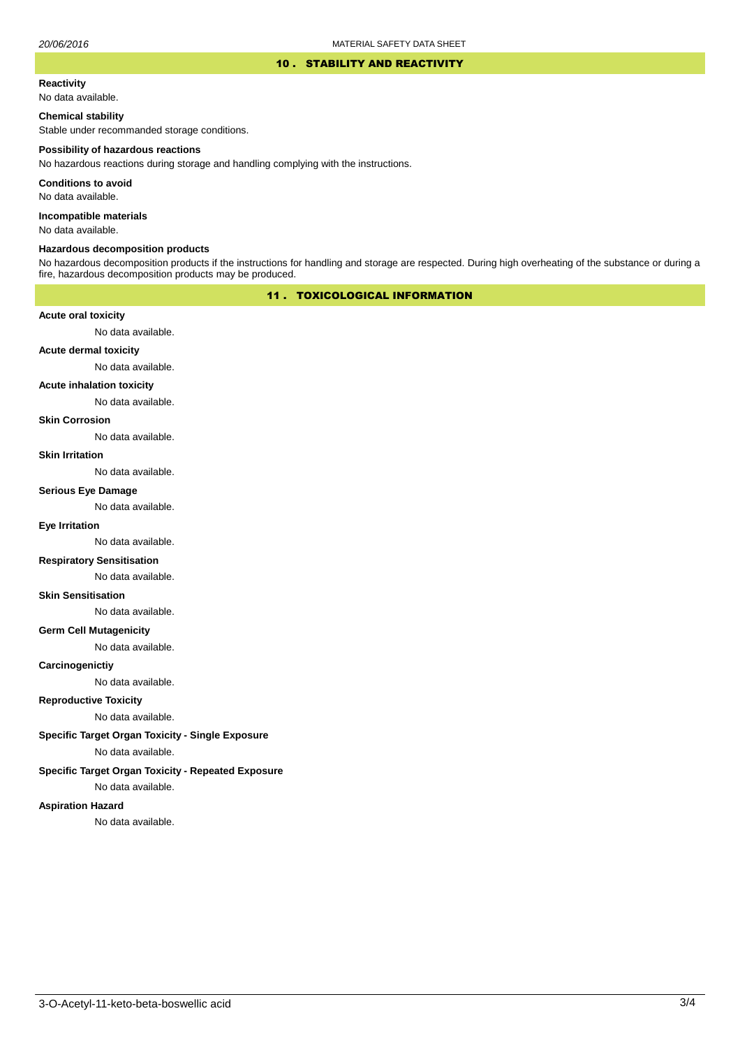## 10 . STABILITY AND REACTIVITY

**Reactivity**

No data available.

**Chemical stability**

Stable under recommanded storage conditions.

**Possibility of hazardous reactions**

No hazardous reactions during storage and handling complying with the instructions.

**Conditions to avoid**

No data available.

**Incompatible materials**

No data available.

**Hazardous decomposition products**

No hazardous decomposition products if the instructions for handling and storage are respected. During high overheating of the substance or during a fire, hazardous decomposition products may be produced.

## 11 . TOXICOLOGICAL INFORMATION

**Acute oral toxicity**

No data available.

**Acute dermal toxicity**

No data available.

**Acute inhalation toxicity**

No data available.

**Skin Corrosion**

No data available.

**Skin Irritation**

No data available.

**Serious Eye Damage**

No data available.

**Eye Irritation**

No data available.

**Respiratory Sensitisation**

No data available.

**Skin Sensitisation**

No data available.

**Germ Cell Mutagenicity**

No data available.

**Carcinogenictiy**

No data available.

**Reproductive Toxicity**

No data available.

**Specific Target Organ Toxicity - Single Exposure**

No data available.

**Specific Target Organ Toxicity - Repeated Exposure**

No data available.

**Aspiration Hazard**

No data available.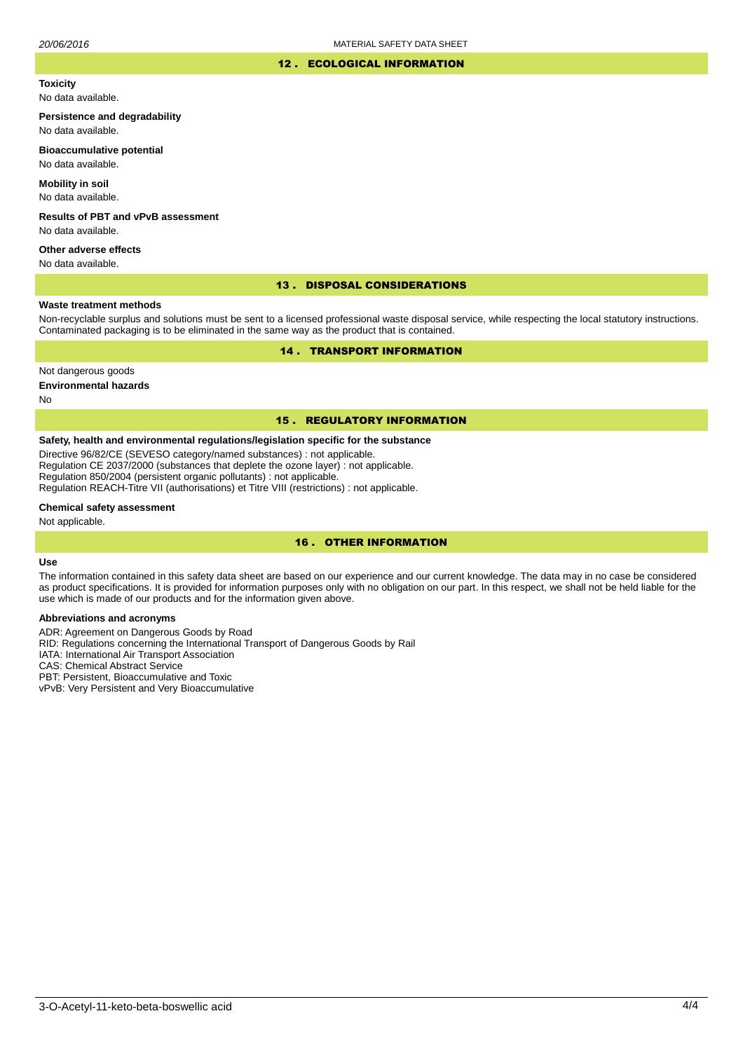## 12 . ECOLOGICAL INFORMATION

**Toxicity**

No data available.

**Persistence and degradability**

No data available.

**Bioaccumulative potential**

No data available.

**Mobility in soil**

No data available.

**Results of PBT and vPvB assessment**

No data available.

**Other adverse effects**

No data available.

## 13 . DISPOSAL CONSIDERATIONS

**Waste treatment methods**

Non-recyclable surplus and solutions must be sent to a licensed professional waste disposal service, while respecting the local statutory instructions. Contaminated packaging is to be eliminated in the same way as the product that is contained.

## 14 . TRANSPORT INFORMATION

Not dangerous goods

**Environmental hazards**

No

## 15 . REGULATORY INFORMATION

**Safety, health and environmental regulations/legislation specific for the substance**

Directive 96/82/CE (SEVESO category/named substances) : not applicable.
Regulation CE 2037/2000 (substances that deplete the ozone layer) : not applicable.
Regulation 850/2004 (persistent organic pollutants) : not applicable.
Regulation REACH-Titre VII (authorisations) et Titre VIII (restrictions) : not applicable.

**Chemical safety assessment**

Not applicable.

## 16 . OTHER INFORMATION

**Use**

The information contained in this safety data sheet are based on our experience and our current knowledge. The data may in no case be considered as product specifications. It is provided for information purposes only with no obligation on our part. In this respect, we shall not be held liable for the use which is made of our products and for the information given above.

**Abbreviations and acronyms**

ADR: Agreement on Dangerous Goods by Road
RID: Regulations concerning the International Transport of Dangerous Goods by Rail
IATA: International Air Transport Association
CAS: Chemical Abstract Service
PBT: Persistent, Bioaccumulative and Toxic
vPvB: Very Persistent and Very Bioaccumulative